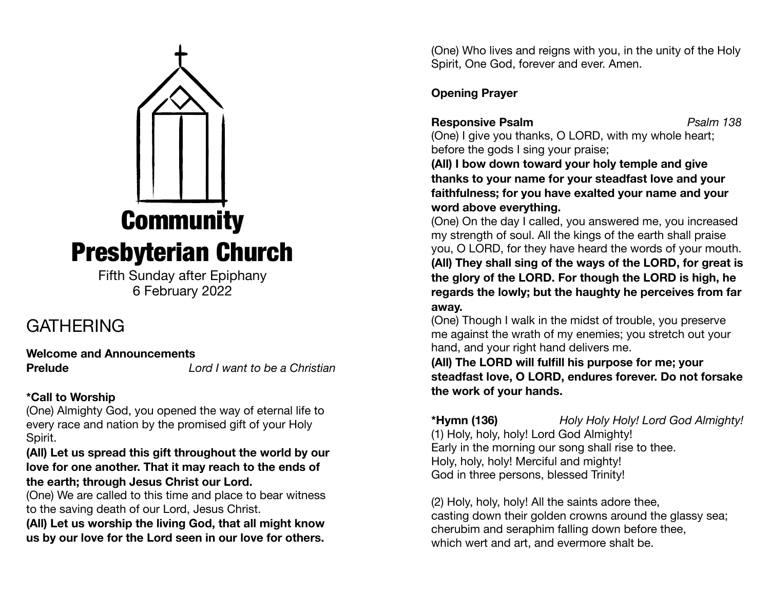# Community Presbyterian Church

Fifth Sunday after Epiphany
6 February 2022

## GATHERING

**Welcome and Announcements**
**Prelude** *Lord I want to be a Christian*

**\*Call to Worship**
(One) Almighty God, you opened the way of eternal life to every race and nation by the promised gift of your Holy Spirit.
**(All) Let us spread this gift throughout the world by our love for one another. That it may reach to the ends of the earth; through Jesus Christ our Lord.**
(One) We are called to this time and place to bear witness to the saving death of our Lord, Jesus Christ.
**(All) Let us worship the living God, that all might know us by our love for the Lord seen in our love for others.**
(One) Who lives and reigns with you, in the unity of the Holy Spirit, One God, forever and ever. Amen.

**Opening Prayer**

**Responsive Psalm** *Psalm 138*
(One) I give you thanks, O LORD, with my whole heart; before the gods I sing your praise;
**(All) I bow down toward your holy temple and give thanks to your name for your steadfast love and your faithfulness; for you have exalted your name and your word above everything.**
(One) On the day I called, you answered me, you increased my strength of soul. All the kings of the earth shall praise you, O LORD, for they have heard the words of your mouth.
**(All) They shall sing of the ways of the LORD, for great is the glory of the LORD. For though the LORD is high, he regards the lowly; but the haughty he perceives from far away.**
(One) Though I walk in the midst of trouble, you preserve me against the wrath of my enemies; you stretch out your hand, and your right hand delivers me.
**(All) The LORD will fulfill his purpose for me; your steadfast love, O LORD, endures forever. Do not forsake the work of your hands.**

**\*Hymn (136)** *Holy Holy Holy! Lord God Almighty!*
(1) Holy, holy, holy! Lord God Almighty!
Early in the morning our song shall rise to thee.
Holy, holy, holy! Merciful and mighty!
God in three persons, blessed Trinity!

(2) Holy, holy, holy! All the saints adore thee,
casting down their golden crowns around the glassy sea;
cherubim and seraphim falling down before thee,
which wert and art, and evermore shalt be.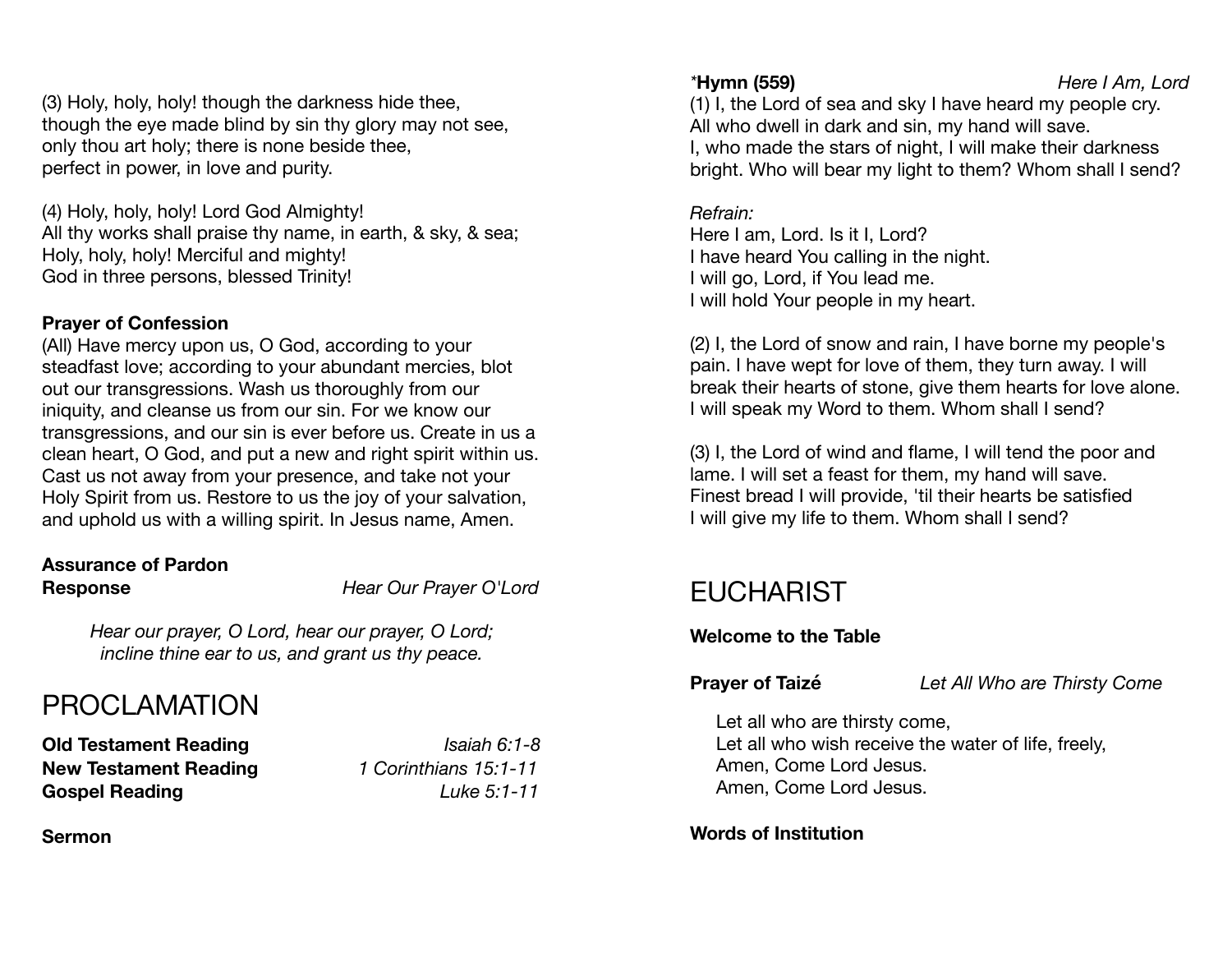(3) Holy, holy, holy! though the darkness hide thee,
though the eye made blind by sin thy glory may not see,
only thou art holy; there is none beside thee,
perfect in power, in love and purity.

(4) Holy, holy, holy! Lord God Almighty!
All thy works shall praise thy name, in earth, & sky, & sea;
Holy, holy, holy! Merciful and mighty!
God in three persons, blessed Trinity!

**Prayer of Confession**

(All) Have mercy upon us, O God, according to your steadfast love; according to your abundant mercies, blot out our transgressions. Wash us thoroughly from our iniquity, and cleanse us from our sin. For we know our transgressions, and our sin is ever before us. Create in us a clean heart, O God, and put a new and right spirit within us. Cast us not away from your presence, and take not your Holy Spirit from us. Restore to us the joy of your salvation, and uphold us with a willing spirit. In Jesus name, Amen.

**Assurance of Pardon**

**Response** *Hear Our Prayer O'Lord*

*Hear our prayer, O Lord, hear our prayer, O Lord;*
*incline thine ear to us, and grant us thy peace.*

# PROCLAMATION

**Old Testament Reading** *Isaiah 6:1-8*
**New Testament Reading** *1 Corinthians 15:1-11*
**Gospel Reading** *Luke 5:1-11*

**Sermon**

*__Hymn (559)__ *Here I Am, Lord*

(1) I, the Lord of sea and sky I have heard my people cry.
All who dwell in dark and sin, my hand will save.
I, who made the stars of night, I will make their darkness bright. Who will bear my light to them? Whom shall I send?

*Refrain:*
Here I am, Lord. Is it I, Lord?
I have heard You calling in the night.
I will go, Lord, if You lead me.
I will hold Your people in my heart.

(2) I, the Lord of snow and rain, I have borne my people's pain. I have wept for love of them, they turn away. I will break their hearts of stone, give them hearts for love alone. I will speak my Word to them. Whom shall I send?

(3) I, the Lord of wind and flame, I will tend the poor and lame. I will set a feast for them, my hand will save.
Finest bread I will provide, 'til their hearts be satisfied
I will give my life to them. Whom shall I send?

# EUCHARIST

**Welcome to the Table**

**Prayer of Taizé** *Let All Who are Thirsty Come*

Let all who are thirsty come,
Let all who wish receive the water of life, freely,
Amen, Come Lord Jesus.
Amen, Come Lord Jesus.

**Words of Institution**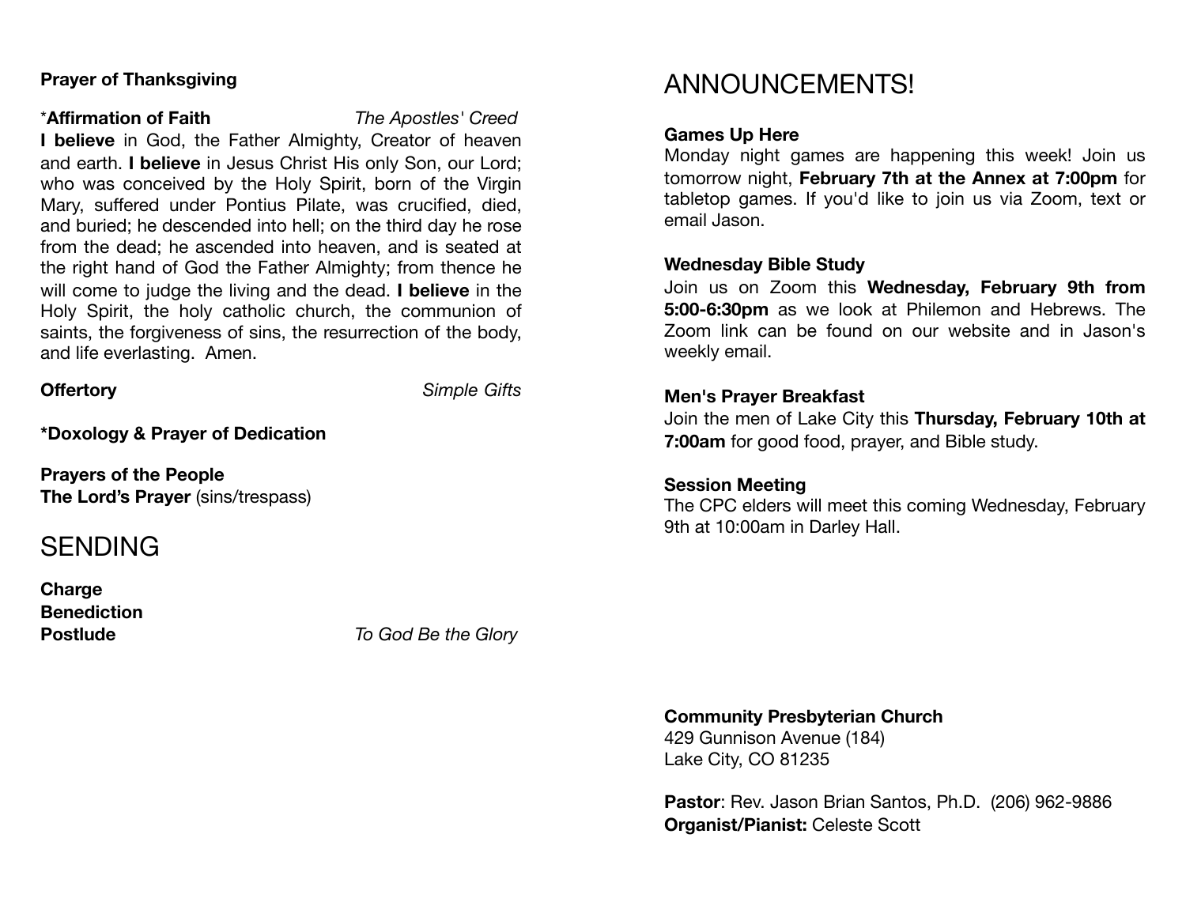**Prayer of Thanksgiving**

*__Affirmation of Faith__ *The Apostles' Creed*

**I believe** in God, the Father Almighty, Creator of heaven and earth. **I believe** in Jesus Christ His only Son, our Lord; who was conceived by the Holy Spirit, born of the Virgin Mary, suffered under Pontius Pilate, was crucified, died, and buried; he descended into hell; on the third day he rose from the dead; he ascended into heaven, and is seated at the right hand of God the Father Almighty; from thence he will come to judge the living and the dead. **I believe** in the Holy Spirit, the holy catholic church, the communion of saints, the forgiveness of sins, the resurrection of the body, and life everlasting. Amen.

**Offertory** *Simple Gifts*

**\*Doxology & Prayer of Dedication**

**Prayers of the People**
**The Lord's Prayer** (sins/trespass)

# SENDING

**Charge**
**Benediction**
**Postlude** *To God Be the Glory*

# ANNOUNCEMENTS!

**Games Up Here**
Monday night games are happening this week! Join us tomorrow night, **February 7th at the Annex at 7:00pm** for tabletop games. If you'd like to join us via Zoom, text or email Jason.

**Wednesday Bible Study**
Join us on Zoom this **Wednesday, February 9th from 5:00-6:30pm** as we look at Philemon and Hebrews. The Zoom link can be found on our website and in Jason's weekly email.

**Men's Prayer Breakfast**
Join the men of Lake City this **Thursday, February 10th at 7:00am** for good food, prayer, and Bible study.

**Session Meeting**
The CPC elders will meet this coming Wednesday, February 9th at 10:00am in Darley Hall.

**Community Presbyterian Church**
429 Gunnison Avenue (184)
Lake City, CO 81235

**Pastor**: Rev. Jason Brian Santos, Ph.D. (206) 962-9886
**Organist/Pianist:** Celeste Scott